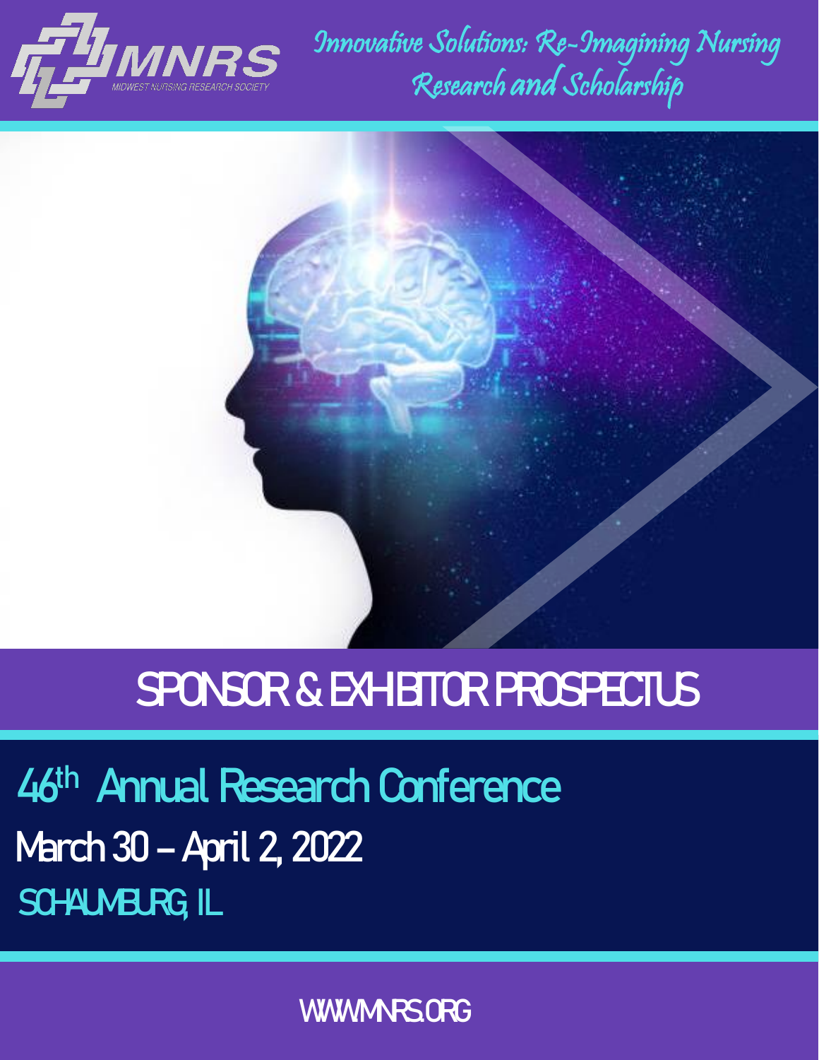MNRS

MIDWEST NURSING RESEARCH SOCIETY

*Innovative Solutions: Re-Imagining Nursing Research and Scholarship*

# SPONSOR & EXHIBITOR PROSPECTUS

## 46th Annual Research Conference

**March 30 – April 2, 2022**

**SCHAUMBURG, IL**

WWW.MNRS.ORG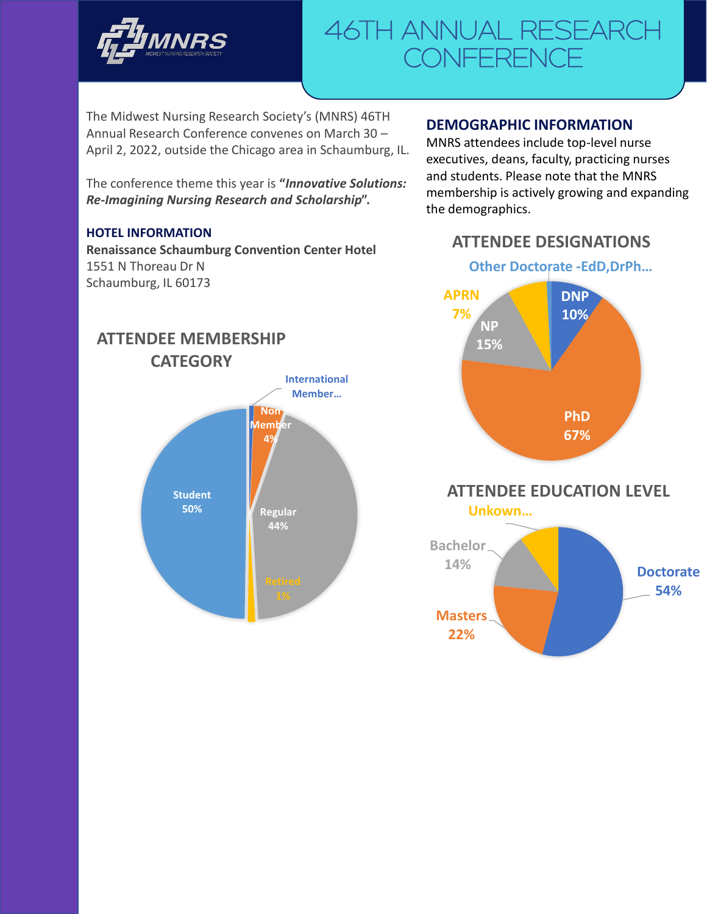# 46TH ANNUAL RESEARCH CONFERENCE

The Midwest Nursing Research Society's (MNRS) 46TH Annual Research Conference convenes on March 30 – April 2, 2022, outside the Chicago area in Schaumburg, IL.

The conference theme this year is ***"Innovative Solutions: Re-Imagining Nursing Research and Scholarship".***

### HOTEL INFORMATION

**Renaissance Schaumburg Convention Center Hotel**
1551 N Thoreau Dr N
Schaumburg, IL 60173

### ATTENDEE MEMBERSHIP CATEGORY

- International Member…
- Non Member 4%
- Regular 44%
- Retired 1%
- Student 50%

### DEMOGRAPHIC INFORMATION

MNRS attendees include top-level nurse executives, deans, faculty, practicing nurses and students. Please note that the MNRS membership is actively growing and expanding the demographics.

### ATTENDEE DESIGNATIONS

- Other Doctorate -EdD,DrPh…
- DNP 10%
- PhD 67%
- NP 15%
- APRN 7%

### ATTENDEE EDUCATION LEVEL

- Unkown…
- Doctorate 54%
- Masters 22%
- Bachelor 14%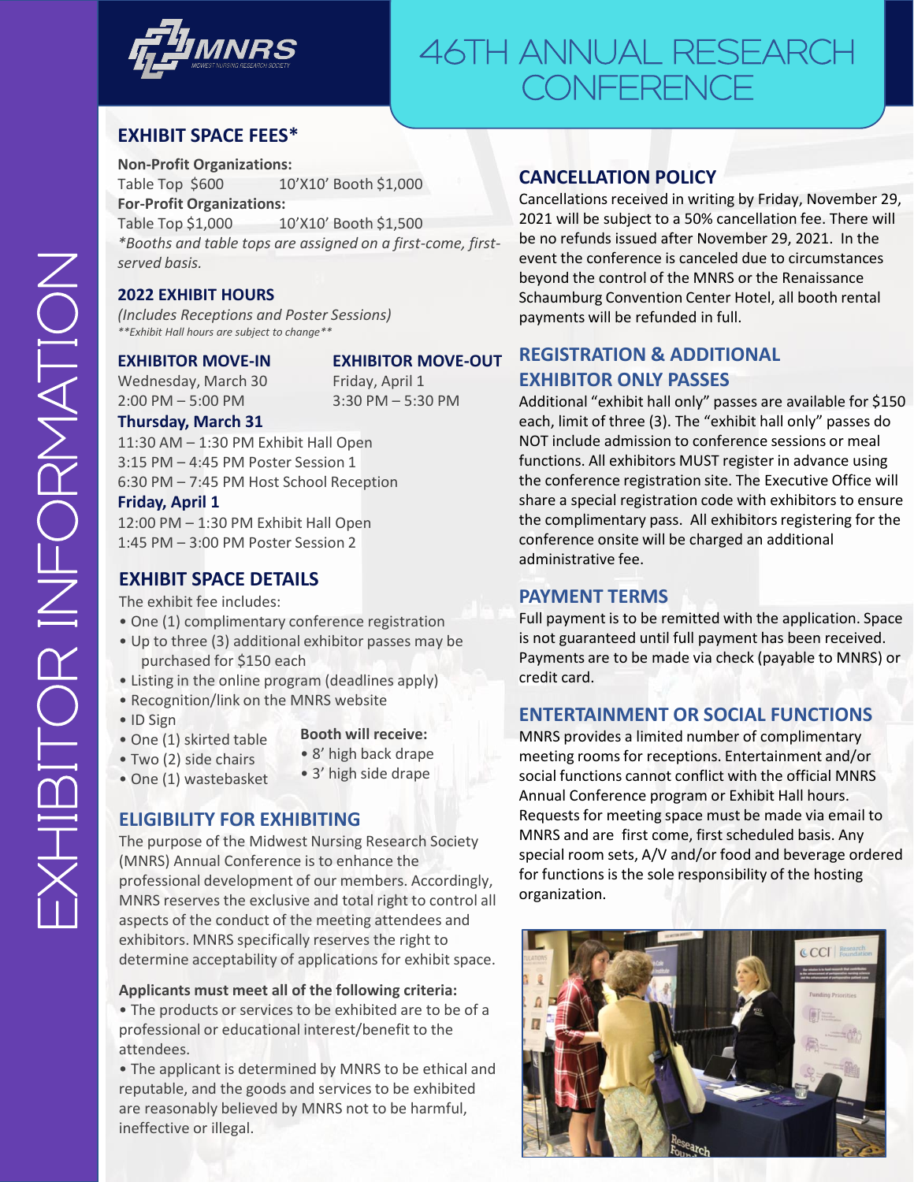# 46TH ANNUAL RESEARCH CONFERENCE

EXHIBITOR INFORMATION

## EXHIBIT SPACE FEES*

**Non-Profit Organizations:**
Table Top $600 10'X10' Booth $1,000

**For-Profit Organizations:**
Table Top $1,000 10'X10' Booth $1,500

*\*Booths and table tops are assigned on a first-come, first-served basis.*

## 2022 EXHIBIT HOURS

*(Includes Receptions and Poster Sessions)*
*\*\*Exhibit Hall hours are subject to change\*\**

**EXHIBITOR MOVE-IN**
Wednesday, March 30
2:00 PM – 5:00 PM

**EXHIBITOR MOVE-OUT**
Friday, April 1
3:30 PM – 5:30 PM

**Thursday, March 31**
11:30 AM – 1:30 PM Exhibit Hall Open
3:15 PM – 4:45 PM Poster Session 1
6:30 PM – 7:45 PM Host School Reception

**Friday, April 1**
12:00 PM – 1:30 PM Exhibit Hall Open
1:45 PM – 3:00 PM Poster Session 2

## EXHIBIT SPACE DETAILS

The exhibit fee includes:

- One (1) complimentary conference registration
- Up to three (3) additional exhibitor passes may be purchased for $150 each
- Listing in the online program (deadlines apply)
- Recognition/link on the MNRS website
- ID Sign
- One (1) skirted table
- Two (2) side chairs
- One (1) wastebasket

**Booth will receive:**

- 8' high back drape
- 3' high side drape

## ELIGIBILITY FOR EXHIBITING

The purpose of the Midwest Nursing Research Society (MNRS) Annual Conference is to enhance the professional development of our members. Accordingly, MNRS reserves the exclusive and total right to control all aspects of the conduct of the meeting attendees and exhibitors. MNRS specifically reserves the right to determine acceptability of applications for exhibit space.

**Applicants must meet all of the following criteria:**

- The products or services to be exhibited are to be of a professional or educational interest/benefit to the attendees.
- The applicant is determined by MNRS to be ethical and reputable, and the goods and services to be exhibited are reasonably believed by MNRS not to be harmful, ineffective or illegal.

## CANCELLATION POLICY

Cancellations received in writing by Friday, November 29, 2021 will be subject to a 50% cancellation fee. There will be no refunds issued after November 29, 2021. In the event the conference is canceled due to circumstances beyond the control of the MNRS or the Renaissance Schaumburg Convention Center Hotel, all booth rental payments will be refunded in full.

## REGISTRATION & ADDITIONAL EXHIBITOR ONLY PASSES

Additional "exhibit hall only" passes are available for $150 each, limit of three (3). The "exhibit hall only" passes do NOT include admission to conference sessions or meal functions. All exhibitors MUST register in advance using the conference registration site. The Executive Office will share a special registration code with exhibitors to ensure the complimentary pass. All exhibitors registering for the conference onsite will be charged an additional administrative fee.

## PAYMENT TERMS

Full payment is to be remitted with the application. Space is not guaranteed until full payment has been received. Payments are to be made via check (payable to MNRS) or credit card.

## ENTERTAINMENT OR SOCIAL FUNCTIONS

MNRS provides a limited number of complimentary meeting rooms for receptions. Entertainment and/or social functions cannot conflict with the official MNRS Annual Conference program or Exhibit Hall hours. Requests for meeting space must be made via email to MNRS and are first come, first scheduled basis. Any special room sets, A/V and/or food and beverage ordered for functions is the sole responsibility of the hosting organization.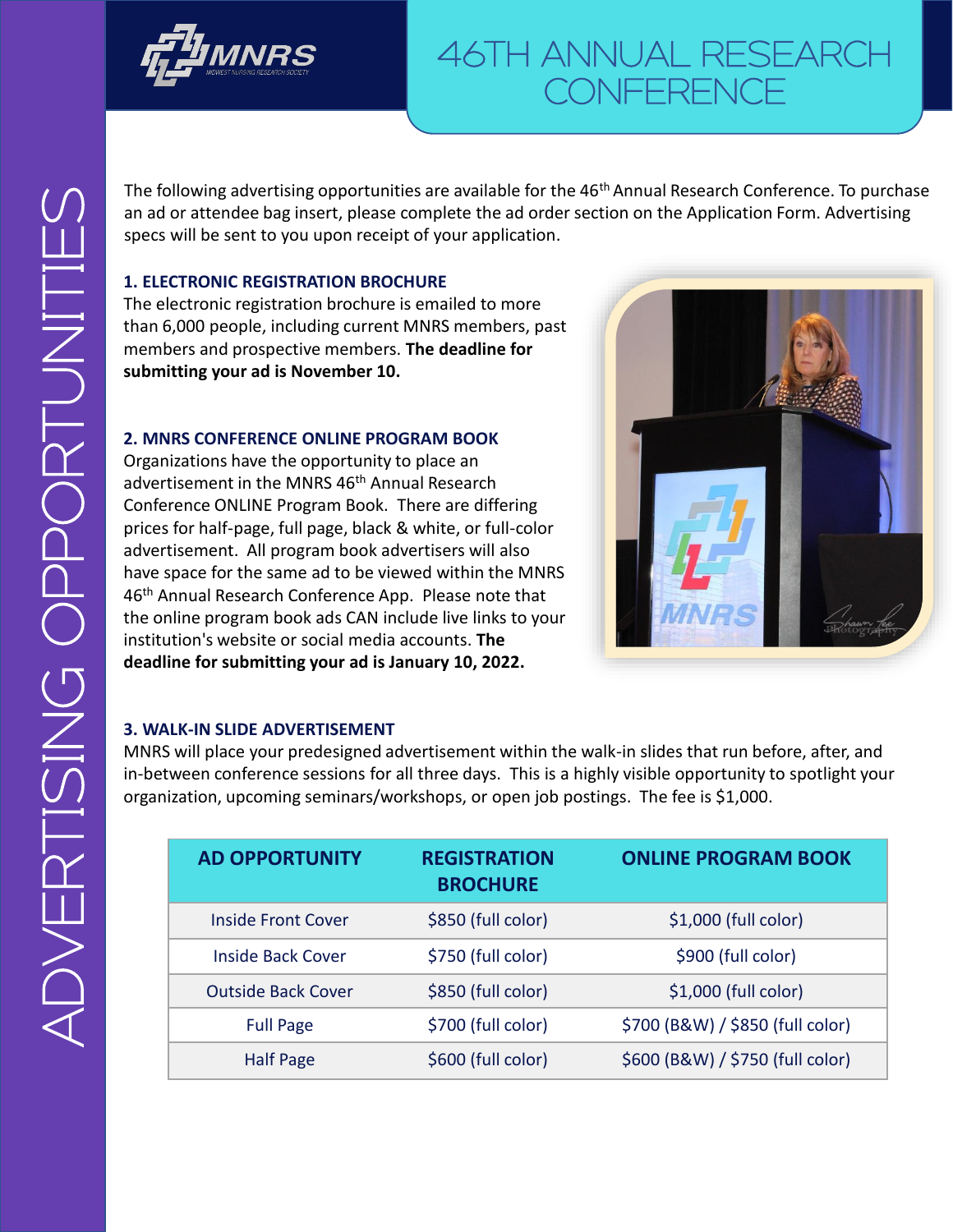# 46TH ANNUAL RESEARCH CONFERENCE

## ADVERTISING OPPORTUNITIES

The following advertising opportunities are available for the 46th Annual Research Conference. To purchase an ad or attendee bag insert, please complete the ad order section on the Application Form. Advertising specs will be sent to you upon receipt of your application.

### 1. ELECTRONIC REGISTRATION BROCHURE

The electronic registration brochure is emailed to more than 6,000 people, including current MNRS members, past members and prospective members. **The deadline for submitting your ad is November 10.**

### 2. MNRS CONFERENCE ONLINE PROGRAM BOOK

Organizations have the opportunity to place an advertisement in the MNRS 46th Annual Research Conference ONLINE Program Book. There are differing prices for half-page, full page, black & white, or full-color advertisement. All program book advertisers will also have space for the same ad to be viewed within the MNRS 46th Annual Research Conference App. Please note that the online program book ads CAN include live links to your institution's website or social media accounts. **The deadline for submitting your ad is January 10, 2022.**

### 3. WALK-IN SLIDE ADVERTISEMENT

MNRS will place your predesigned advertisement within the walk-in slides that run before, after, and in-between conference sessions for all three days. This is a highly visible opportunity to spotlight your organization, upcoming seminars/workshops, or open job postings. The fee is $1,000.

| AD OPPORTUNITY | REGISTRATION BROCHURE | ONLINE PROGRAM BOOK |
|---|---|---|
| Inside Front Cover | $850 (full color) | $1,000 (full color) |
| Inside Back Cover | $750 (full color) | $900 (full color) |
| Outside Back Cover | $850 (full color) | $1,000 (full color) |
| Full Page | $700 (full color) | $700 (B&W) / $850 (full color) |
| Half Page | $600 (full color) | $600 (B&W) / $750 (full color) |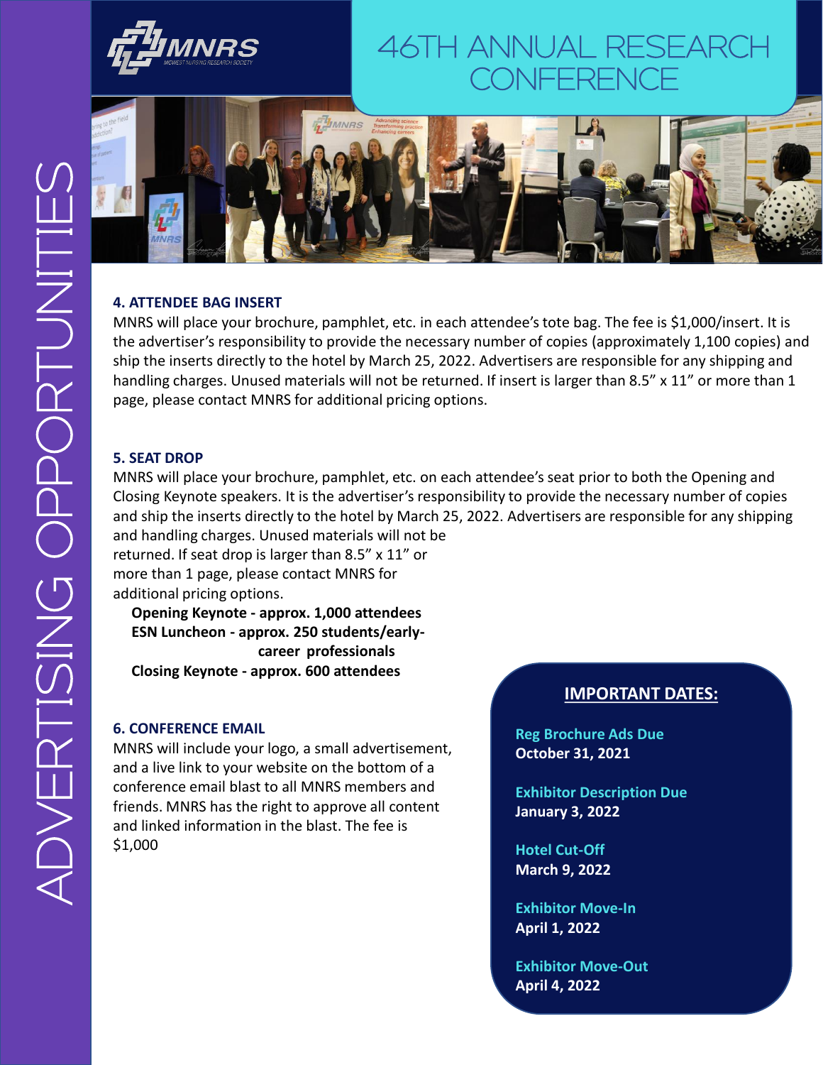# 46TH ANNUAL RESEARCH CONFERENCE

## ADVERTISING OPPORTUNITIES

### 4. ATTENDEE BAG INSERT

MNRS will place your brochure, pamphlet, etc. in each attendee's tote bag. The fee is $1,000/insert. It is the advertiser's responsibility to provide the necessary number of copies (approximately 1,100 copies) and ship the inserts directly to the hotel by March 25, 2022. Advertisers are responsible for any shipping and handling charges. Unused materials will not be returned. If insert is larger than 8.5" x 11" or more than 1 page, please contact MNRS for additional pricing options.

### 5. SEAT DROP

MNRS will place your brochure, pamphlet, etc. on each attendee's seat prior to both the Opening and Closing Keynote speakers. It is the advertiser's responsibility to provide the necessary number of copies and ship the inserts directly to the hotel by March 25, 2022. Advertisers are responsible for any shipping and handling charges. Unused materials will not be returned. If seat drop is larger than 8.5" x 11" or more than 1 page, please contact MNRS for additional pricing options.

**Opening Keynote - approx. 1,000 attendees**
**ESN Luncheon - approx. 250 students/early-career professionals**
**Closing Keynote - approx. 600 attendees**

### 6. CONFERENCE EMAIL

MNRS will include your logo, a small advertisement, and a live link to your website on the bottom of a conference email blast to all MNRS members and friends. MNRS has the right to approve all content and linked information in the blast. The fee is $1,000

### IMPORTANT DATES:

**Reg Brochure Ads Due**
**October 31, 2021**

**Exhibitor Description Due**
**January 3, 2022**

**Hotel Cut-Off**
**March 9, 2022**

**Exhibitor Move-In**
**April 1, 2022**

**Exhibitor Move-Out**
**April 4, 2022**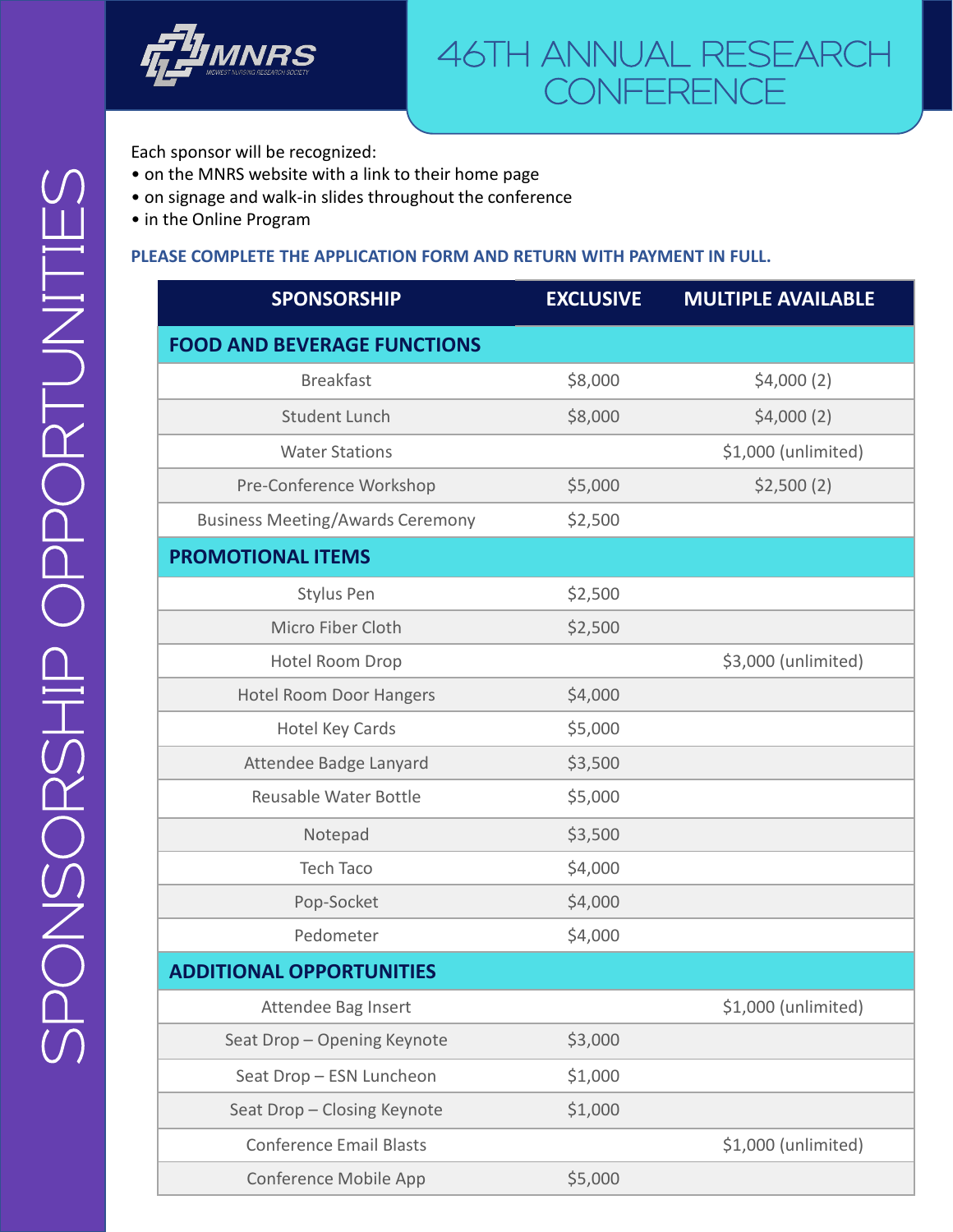# SPONSORSHIP OPPORTUNITIES

## 46TH ANNUAL RESEARCH CONFERENCE

Each sponsor will be recognized:
- on the MNRS website with a link to their home page
- on signage and walk-in slides throughout the conference
- in the Online Program

**PLEASE COMPLETE THE APPLICATION FORM AND RETURN WITH PAYMENT IN FULL.**

| SPONSORSHIP | EXCLUSIVE | MULTIPLE AVAILABLE |
|---|---|---|
| **FOOD AND BEVERAGE FUNCTIONS** | | |
| Breakfast | $8,000 | $4,000 (2) |
| Student Lunch | $8,000 | $4,000 (2) |
| Water Stations | | $1,000 (unlimited) |
| Pre-Conference Workshop | $5,000 | $2,500 (2) |
| Business Meeting/Awards Ceremony | $2,500 | |
| **PROMOTIONAL ITEMS** | | |
| Stylus Pen | $2,500 | |
| Micro Fiber Cloth | $2,500 | |
| Hotel Room Drop | | $3,000 (unlimited) |
| Hotel Room Door Hangers | $4,000 | |
| Hotel Key Cards | $5,000 | |
| Attendee Badge Lanyard | $3,500 | |
| Reusable Water Bottle | $5,000 | |
| Notepad | $3,500 | |
| Tech Taco | $4,000 | |
| Pop-Socket | $4,000 | |
| Pedometer | $4,000 | |
| **ADDITIONAL OPPORTUNITIES** | | |
| Attendee Bag Insert | | $1,000 (unlimited) |
| Seat Drop – Opening Keynote | $3,000 | |
| Seat Drop – ESN Luncheon | $1,000 | |
| Seat Drop – Closing Keynote | $1,000 | |
| Conference Email Blasts | | $1,000 (unlimited) |
| Conference Mobile App | $5,000 | |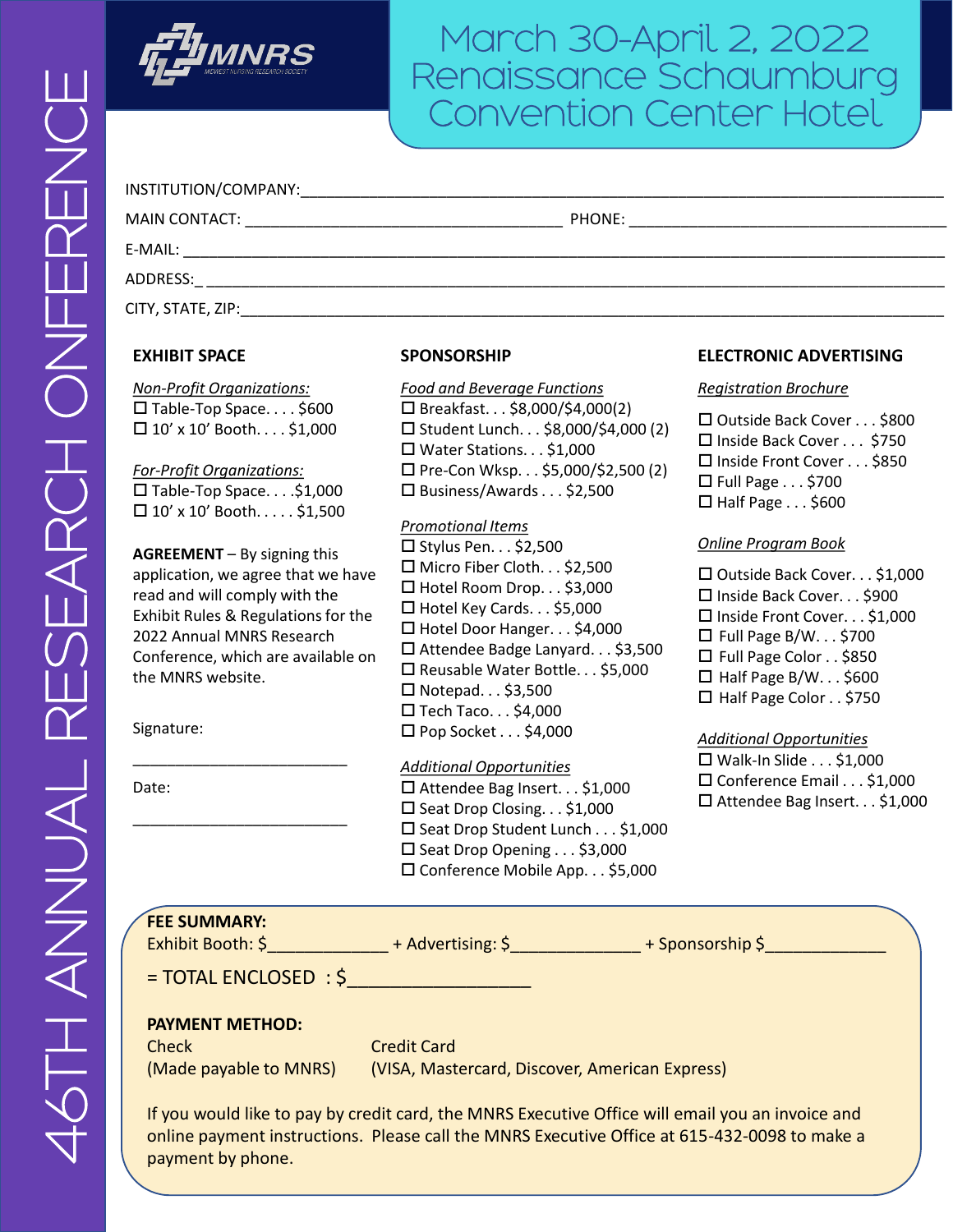46TH ANNUAL RESEARCH ONFERENCE

MNRS
MIDWEST NURSING RESEARCH SOCIETY

# March 30-April 2, 2022
# Renaissance Schaumburg Convention Center Hotel

INSTITUTION/COMPANY:\_\_\_\_\_\_\_\_\_\_\_\_\_\_\_\_\_\_\_\_\_\_\_\_\_\_\_\_\_\_\_\_\_\_\_\_\_\_\_\_

MAIN CONTACT: \_\_\_\_\_\_\_\_\_\_\_\_\_\_\_\_\_\_\_\_\_\_\_\_ PHONE: \_\_\_\_\_\_\_\_\_\_\_\_\_\_\_\_\_\_\_\_\_\_\_\_

E-MAIL: \_\_\_\_\_\_\_\_\_\_\_\_\_\_\_\_\_\_\_\_\_\_\_\_\_\_\_\_\_\_\_\_\_\_\_\_\_\_\_\_

ADDRESS:\_ \_\_\_\_\_\_\_\_\_\_\_\_\_\_\_\_\_\_\_\_\_\_\_\_\_\_\_\_\_\_\_\_\_\_\_\_\_\_\_\_

CITY, STATE, ZIP:\_\_\_\_\_\_\_\_\_\_\_\_\_\_\_\_\_\_\_\_\_\_\_\_\_\_\_\_\_\_\_\_\_\_\_\_\_\_\_\_

## EXHIBIT SPACE

*Non-Profit Organizations:*

- ☐ Table-Top Space. . . . $600
- ☐ 10' x 10' Booth. . . . $1,000

*For-Profit Organizations:*

- ☐ Table-Top Space. . . .$1,000
- ☐ 10' x 10' Booth. . . . . $1,500

**AGREEMENT** – By signing this application, we agree that we have read and will comply with the Exhibit Rules & Regulations for the 2022 Annual MNRS Research Conference, which are available on the MNRS website.

Signature:

\_\_\_\_\_\_\_\_\_\_\_\_\_\_\_\_\_\_\_\_\_\_\_\_

Date:

\_\_\_\_\_\_\_\_\_\_\_\_\_\_\_\_\_\_\_\_\_\_\_\_

## SPONSORSHIP

*Food and Beverage Functions*

- ☐ Breakfast. . . $8,000/$4,000(2)
- ☐ Student Lunch. . . $8,000/$4,000 (2)
- ☐ Water Stations. . . $1,000
- ☐ Pre-Con Wksp. . . $5,000/$2,500 (2)
- ☐ Business/Awards . . . $2,500

*Promotional Items*

- ☐ Stylus Pen. . . $2,500
- ☐ Micro Fiber Cloth. . . $2,500
- ☐ Hotel Room Drop. . . $3,000
- ☐ Hotel Key Cards. . . $5,000
- ☐ Hotel Door Hanger. . . $4,000
- ☐ Attendee Badge Lanyard. . . $3,500
- ☐ Reusable Water Bottle. . . $5,000
- ☐ Notepad. . . $3,500
- ☐ Tech Taco. . . $4,000
- ☐ Pop Socket . . . $4,000

*Additional Opportunities*

- ☐ Attendee Bag Insert. . . $1,000
- ☐ Seat Drop Closing. . . $1,000
- ☐ Seat Drop Student Lunch . . . $1,000
- ☐ Seat Drop Opening . . . $3,000
- ☐ Conference Mobile App. . . $5,000

## ELECTRONIC ADVERTISING

*Registration Brochure*

- ☐ Outside Back Cover . . . $800
- ☐ Inside Back Cover . . . $750
- ☐ Inside Front Cover . . . $850
- ☐ Full Page . . . $700
- ☐ Half Page . . . $600

*Online Program Book*

- ☐ Outside Back Cover. . . $1,000
- ☐ Inside Back Cover. . . $900
- ☐ Inside Front Cover. . . $1,000
- ☐ Full Page B/W. . . $700
- ☐ Full Page Color . . $850
- ☐ Half Page B/W. . . $600
- ☐ Half Page Color . . $750

*Additional Opportunities*

- ☐ Walk-In Slide . . . $1,000
- ☐ Conference Email . . . $1,000
- ☐ Attendee Bag Insert. . . $1,000

**FEE SUMMARY:**

Exhibit Booth: $\_\_\_\_\_\_\_\_\_\_\_\_ + Advertising: $\_\_\_\_\_\_\_\_\_\_\_\_ + Sponsorship $\_\_\_\_\_\_\_\_\_\_\_\_

= TOTAL ENCLOSED : $\_\_\_\_\_\_\_\_\_\_\_\_\_\_\_\_

**PAYMENT METHOD:**

Check
(Made payable to MNRS)

Credit Card
(VISA, Mastercard, Discover, American Express)

If you would like to pay by credit card, the MNRS Executive Office will email you an invoice and online payment instructions. Please call the MNRS Executive Office at 615-432-0098 to make a payment by phone.